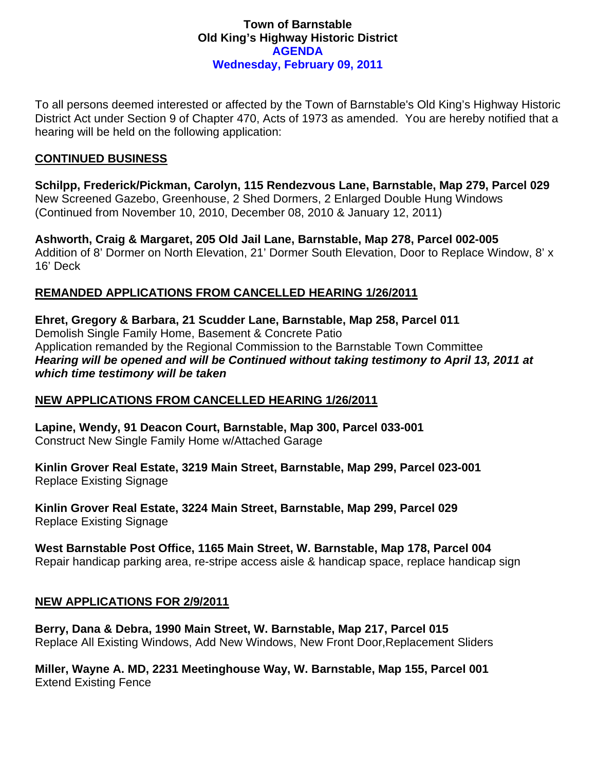# Town of Barnstable
## Old King's Highway Historic District
## AGENDA
## Wednesday, February 09, 2011

To all persons deemed interested or affected by the Town of Barnstable's Old King's Highway Historic District Act under Section 9 of Chapter 470, Acts of 1973 as amended. You are hereby notified that a hearing will be held on the following application:

### CONTINUED BUSINESS

**Schilpp, Frederick/Pickman, Carolyn, 115 Rendezvous Lane, Barnstable, Map 279, Parcel 029**
New Screened Gazebo, Greenhouse, 2 Shed Dormers, 2 Enlarged Double Hung Windows
(Continued from November 10, 2010, December 08, 2010 & January 12, 2011)

**Ashworth, Craig & Margaret, 205 Old Jail Lane, Barnstable, Map 278, Parcel 002-005**
Addition of 8' Dormer on North Elevation, 21' Dormer South Elevation, Door to Replace Window, 8' x 16' Deck

### REMANDED APPLICATIONS FROM CANCELLED HEARING 1/26/2011

**Ehret, Gregory & Barbara, 21 Scudder Lane, Barnstable, Map 258, Parcel 011**
Demolish Single Family Home, Basement & Concrete Patio
Application remanded by the Regional Commission to the Barnstable Town Committee
***Hearing will be opened and will be Continued without taking testimony to April 13, 2011 at which time testimony will be taken***

### NEW APPLICATIONS FROM CANCELLED HEARING 1/26/2011

**Lapine, Wendy, 91 Deacon Court, Barnstable, Map 300, Parcel 033-001**
Construct New Single Family Home w/Attached Garage

**Kinlin Grover Real Estate, 3219 Main Street, Barnstable, Map 299, Parcel 023-001**
Replace Existing Signage

**Kinlin Grover Real Estate, 3224 Main Street, Barnstable, Map 299, Parcel 029**
Replace Existing Signage

**West Barnstable Post Office, 1165 Main Street, W. Barnstable, Map 178, Parcel 004**
Repair handicap parking area, re-stripe access aisle & handicap space, replace handicap sign

### NEW APPLICATIONS FOR 2/9/2011

**Berry, Dana & Debra, 1990 Main Street, W. Barnstable, Map 217, Parcel 015**
Replace All Existing Windows, Add New Windows, New Front Door,Replacement Sliders

**Miller, Wayne A. MD, 2231 Meetinghouse Way, W. Barnstable, Map 155, Parcel 001**
Extend Existing Fence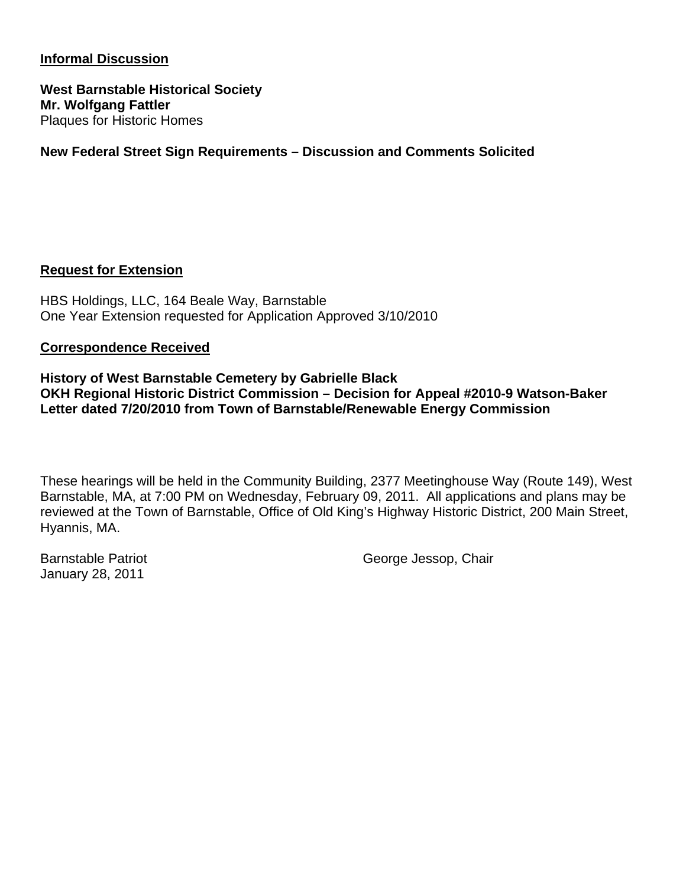**Informal Discussion**

**West Barnstable Historical Society**
**Mr. Wolfgang Fattler**
Plaques for Historic Homes

**New Federal Street Sign Requirements – Discussion and Comments Solicited**

**Request for Extension**

HBS Holdings, LLC, 164 Beale Way, Barnstable
One Year Extension requested for Application Approved 3/10/2010

**Correspondence Received**

**History of West Barnstable Cemetery by Gabrielle Black**
**OKH Regional Historic District Commission – Decision for Appeal #2010-9 Watson-Baker**
**Letter dated 7/20/2010 from Town of Barnstable/Renewable Energy Commission**

These hearings will be held in the Community Building, 2377 Meetinghouse Way (Route 149), West Barnstable, MA, at 7:00 PM on Wednesday, February 09, 2011. All applications and plans may be reviewed at the Town of Barnstable, Office of Old King's Highway Historic District, 200 Main Street, Hyannis, MA.

Barnstable Patriot
January 28, 2011

George Jessop, Chair